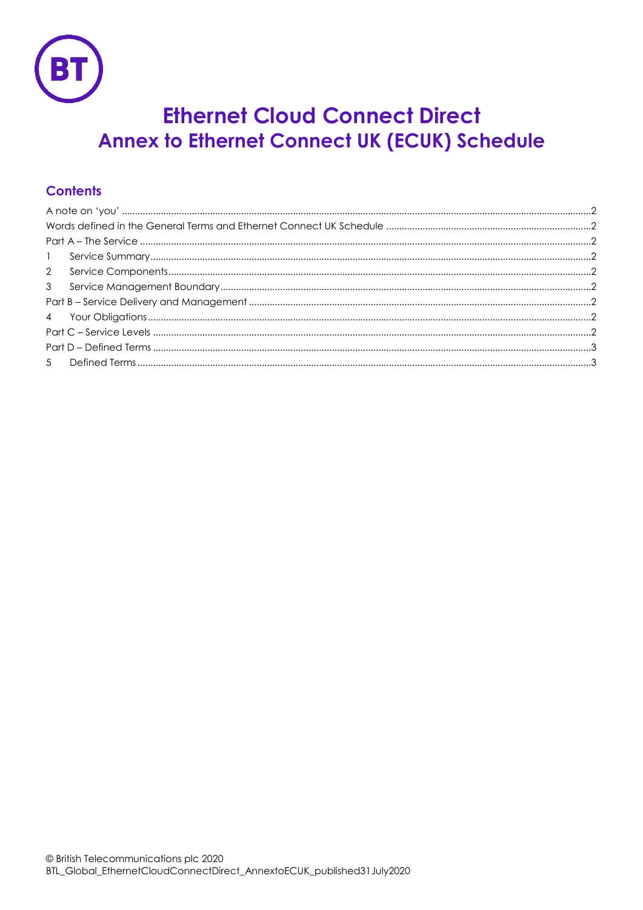# Ethernet Cloud Connect Direct

## Annex to Ethernet Connect UK (ECUK) Schedule

### Contents

A note on 'you' .....2
Words defined in the General Terms and Ethernet Connect UK Schedule .....2
Part A – The Service .....2
1 Service Summary .....2
2 Service Components .....2
3 Service Management Boundary .....2
Part B – Service Delivery and Management .....2
4 Your Obligations .....2
Part C – Service Levels .....2
Part D – Defined Terms .....3
5 Defined Terms .....3

© British Telecommunications plc 2020
BTL_Global_EthernetCloudConnectDirect_AnnextoECUK_published31July2020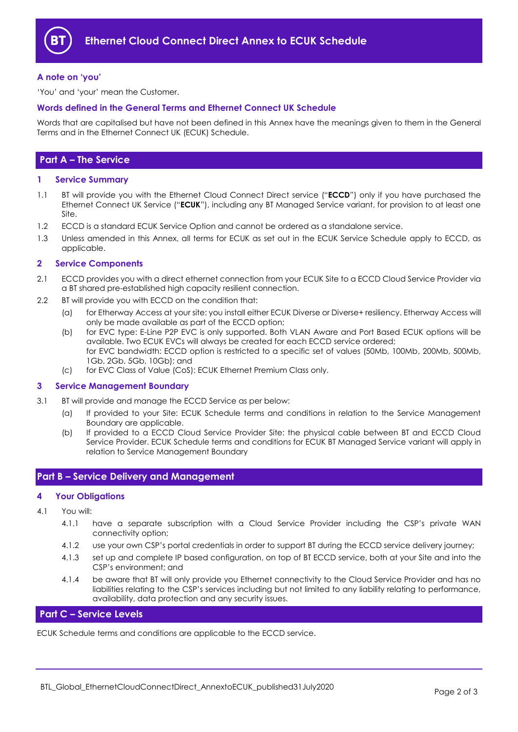# Ethernet Cloud Connect Direct Annex to ECUK Schedule

### A note on 'you'

'You' and 'your' mean the Customer.

### Words defined in the General Terms and Ethernet Connect UK Schedule

Words that are capitalised but have not been defined in this Annex have the meanings given to them in the General Terms and in the Ethernet Connect UK (ECUK) Schedule.

## Part A – The Service

### 1 Service Summary

1.1 BT will provide you with the Ethernet Cloud Connect Direct service ("**ECCD**") only if you have purchased the Ethernet Connect UK Service ("**ECUK**"), including any BT Managed Service variant, for provision to at least one Site.

1.2 ECCD is a standard ECUK Service Option and cannot be ordered as a standalone service.

1.3 Unless amended in this Annex, all terms for ECUK as set out in the ECUK Service Schedule apply to ECCD, as applicable.

### 2 Service Components

2.1 ECCD provides you with a direct ethernet connection from your ECUK Site to a ECCD Cloud Service Provider via a BT shared pre-established high capacity resilient connection.

2.2 BT will provide you with ECCD on the condition that:

(a) for Etherway Access at your site: you install either ECUK Diverse or Diverse+ resiliency. Etherway Access will only be made available as part of the ECCD option;

(b) for EVC type: E-Line P2P EVC is only supported. Both VLAN Aware and Port Based ECUK options will be available. Two ECUK EVCs will always be created for each ECCD service ordered;
for EVC bandwidth: ECCD option is restricted to a specific set of values (50Mb, 100Mb, 200Mb, 500Mb, 1Gb, 2Gb, 5Gb, 10Gb); and

(c) for EVC Class of Value (CoS): ECUK Ethernet Premium Class only.

### 3 Service Management Boundary

3.1 BT will provide and manage the ECCD Service as per below:

(a) If provided to your Site: ECUK Schedule terms and conditions in relation to the Service Management Boundary are applicable.

(b) If provided to a ECCD Cloud Service Provider Site: the physical cable between BT and ECCD Cloud Service Provider. ECUK Schedule terms and conditions for ECUK BT Managed Service variant will apply in relation to Service Management Boundary

## Part B – Service Delivery and Management

### 4 Your Obligations

4.1 You will:

4.1.1 have a separate subscription with a Cloud Service Provider including the CSP's private WAN connectivity option;

4.1.2 use your own CSP's portal credentials in order to support BT during the ECCD service delivery journey;

4.1.3 set up and complete IP based configuration, on top of BT ECCD service, both at your Site and into the CSP's environment; and

4.1.4 be aware that BT will only provide you Ethernet connectivity to the Cloud Service Provider and has no liabilities relating to the CSP's services including but not limited to any liability relating to performance, availability, data protection and any security issues.

## Part C – Service Levels

ECUK Schedule terms and conditions are applicable to the ECCD service.

BTL_Global_EthernetCloudConnectDirect_AnnextoECUK_published31July2020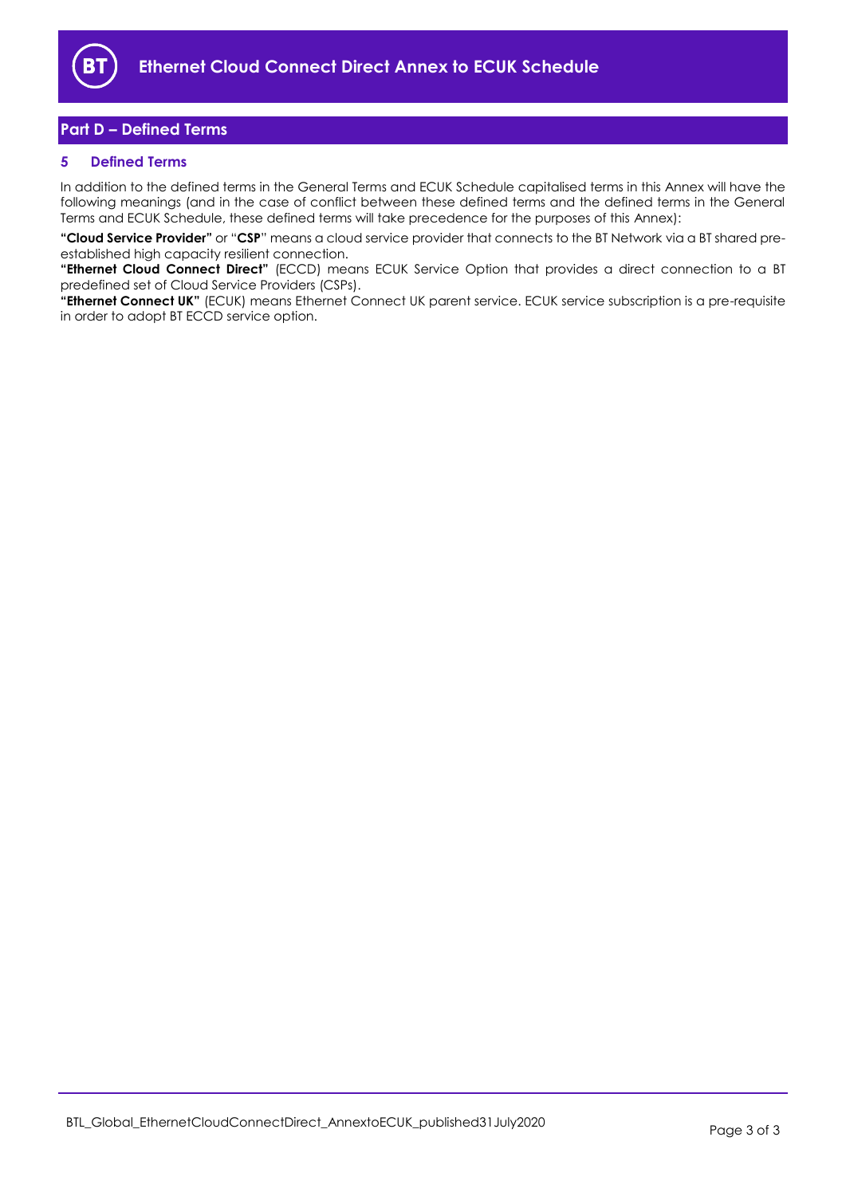## Part D – Defined Terms

### 5 Defined Terms

In addition to the defined terms in the General Terms and ECUK Schedule capitalised terms in this Annex will have the following meanings (and in the case of conflict between these defined terms and the defined terms in the General Terms and ECUK Schedule, these defined terms will take precedence for the purposes of this Annex):

**"Cloud Service Provider"** or "**CSP**" means a cloud service provider that connects to the BT Network via a BT shared pre-established high capacity resilient connection.

**"Ethernet Cloud Connect Direct"** (ECCD) means ECUK Service Option that provides a direct connection to a BT predefined set of Cloud Service Providers (CSPs).

**"Ethernet Connect UK"** (ECUK) means Ethernet Connect UK parent service. ECUK service subscription is a pre-requisite in order to adopt BT ECCD service option.